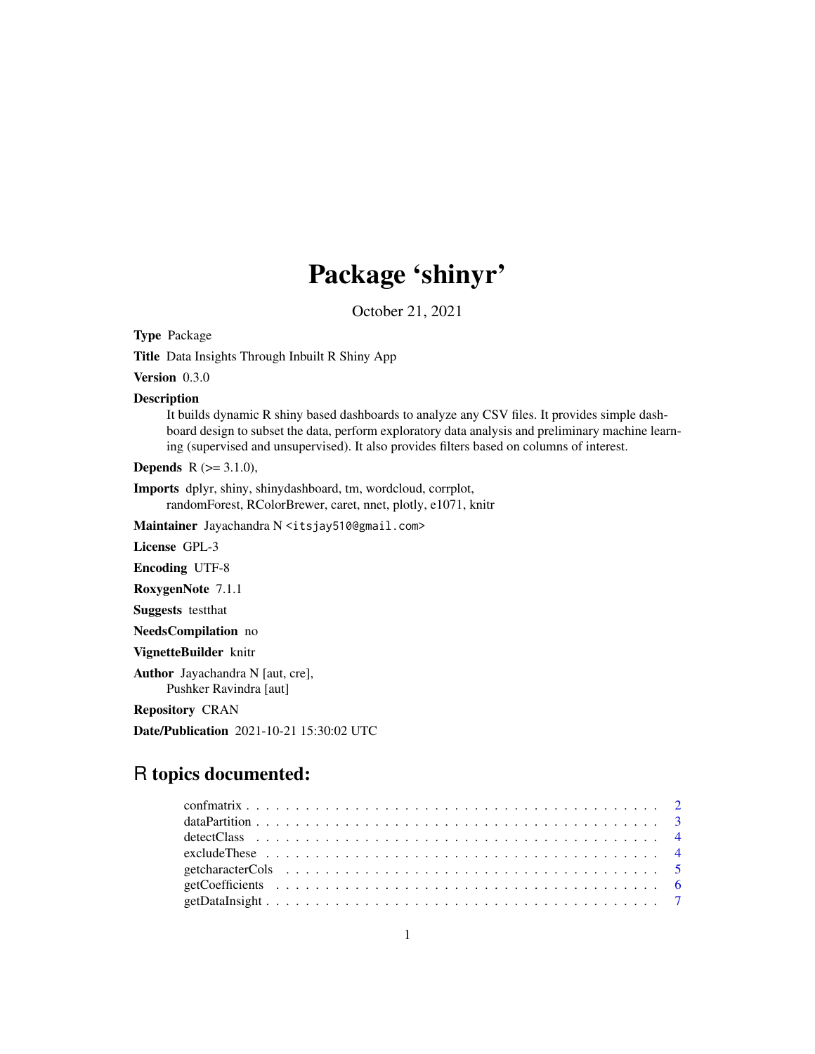# Package 'shinyr'

October 21, 2021

**Type** Package

**Title** Data Insights Through Inbuilt R Shiny App

**Version** 0.3.0

**Description**
It builds dynamic R shiny based dashboards to analyze any CSV files. It provides simple dashboard design to subset the data, perform exploratory data analysis and preliminary machine learning (supervised and unsupervised). It also provides filters based on columns of interest.

**Depends** R (>= 3.1.0),

**Imports** dplyr, shiny, shinydashboard, tm, wordcloud, corrplot, randomForest, RColorBrewer, caret, nnet, plotly, e1071, knitr

**Maintainer** Jayachandra N <itsjay510@gmail.com>

**License** GPL-3

**Encoding** UTF-8

**RoxygenNote** 7.1.1

**Suggests** testthat

**NeedsCompilation** no

**VignetteBuilder** knitr

**Author** Jayachandra N [aut, cre],
Pushker Ravindra [aut]

**Repository** CRAN

**Date/Publication** 2021-10-21 15:30:02 UTC

## R topics documented:

confmatrix . . . . . . . . . . . . . . . . . . . . . . . . . . . . . . . . . . . . . . . . . . 2
dataPartition . . . . . . . . . . . . . . . . . . . . . . . . . . . . . . . . . . . . . . . . 3
detectClass . . . . . . . . . . . . . . . . . . . . . . . . . . . . . . . . . . . . . . . . . 4
excludeThese . . . . . . . . . . . . . . . . . . . . . . . . . . . . . . . . . . . . . . . . 4
getcharacterCols . . . . . . . . . . . . . . . . . . . . . . . . . . . . . . . . . . . . . . 5
getCoefficients . . . . . . . . . . . . . . . . . . . . . . . . . . . . . . . . . . . . . . . 6
getDataInsight . . . . . . . . . . . . . . . . . . . . . . . . . . . . . . . . . . . . . . . 7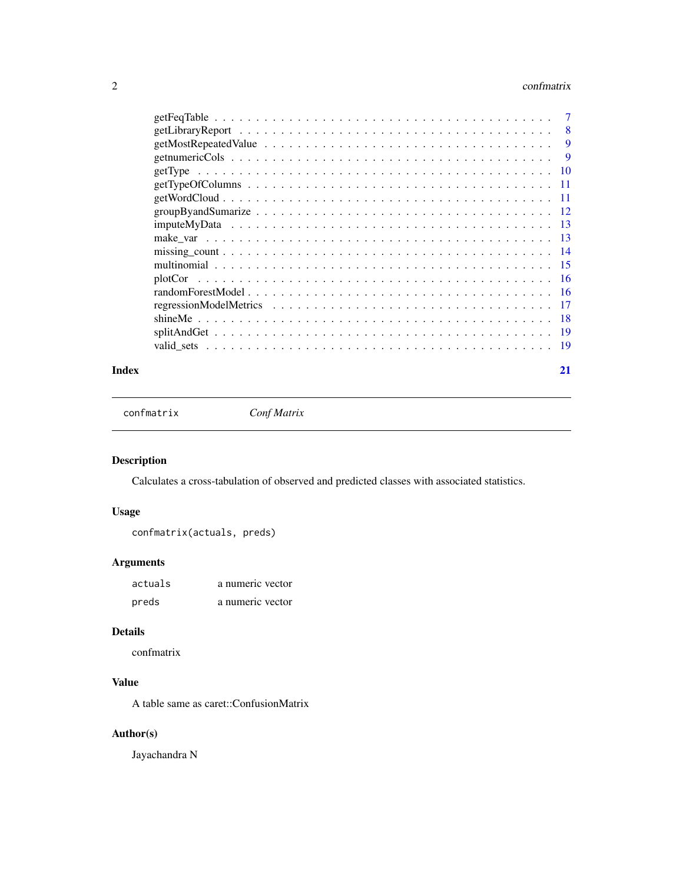getFeqTable . . . . . . . . . . . . . . . . . . . . . . . . . . . . . . . . . . . . . . . 7
getLibraryReport . . . . . . . . . . . . . . . . . . . . . . . . . . . . . . . . . . . . . 8
getMostRepeatedValue . . . . . . . . . . . . . . . . . . . . . . . . . . . . . . . . . . 9
getnumericCols . . . . . . . . . . . . . . . . . . . . . . . . . . . . . . . . . . . . . . 9
getType . . . . . . . . . . . . . . . . . . . . . . . . . . . . . . . . . . . . . . . . . . 10
getTypeOfColumns . . . . . . . . . . . . . . . . . . . . . . . . . . . . . . . . . . . . 11
getWordCloud . . . . . . . . . . . . . . . . . . . . . . . . . . . . . . . . . . . . . . . 11
groupByandSumarize . . . . . . . . . . . . . . . . . . . . . . . . . . . . . . . . . . . 12
imputeMyData . . . . . . . . . . . . . . . . . . . . . . . . . . . . . . . . . . . . . . . 13
make_var . . . . . . . . . . . . . . . . . . . . . . . . . . . . . . . . . . . . . . . . . . 13
missing_count . . . . . . . . . . . . . . . . . . . . . . . . . . . . . . . . . . . . . . . 14
multinomial . . . . . . . . . . . . . . . . . . . . . . . . . . . . . . . . . . . . . . . . . 15
plotCor . . . . . . . . . . . . . . . . . . . . . . . . . . . . . . . . . . . . . . . . . . . 16
randomForestModel . . . . . . . . . . . . . . . . . . . . . . . . . . . . . . . . . . . . 16
regressionModelMetrics . . . . . . . . . . . . . . . . . . . . . . . . . . . . . . . . . . 17
shineMe . . . . . . . . . . . . . . . . . . . . . . . . . . . . . . . . . . . . . . . . . . . 18
splitAndGet . . . . . . . . . . . . . . . . . . . . . . . . . . . . . . . . . . . . . . . . . 19
valid_sets . . . . . . . . . . . . . . . . . . . . . . . . . . . . . . . . . . . . . . . . . . 19

**Index** **21**

---

`confmatrix` *Conf Matrix*

---

### Description

Calculates a cross-tabulation of observed and predicted classes with associated statistics.

### Usage

```
confmatrix(actuals, preds)
```

### Arguments

| | |
|---|---|
| `actuals` | a numeric vector |
| `preds` | a numeric vector |

### Details

confmatrix

### Value

A table same as caret::ConfusionMatrix

### Author(s)

Jayachandra N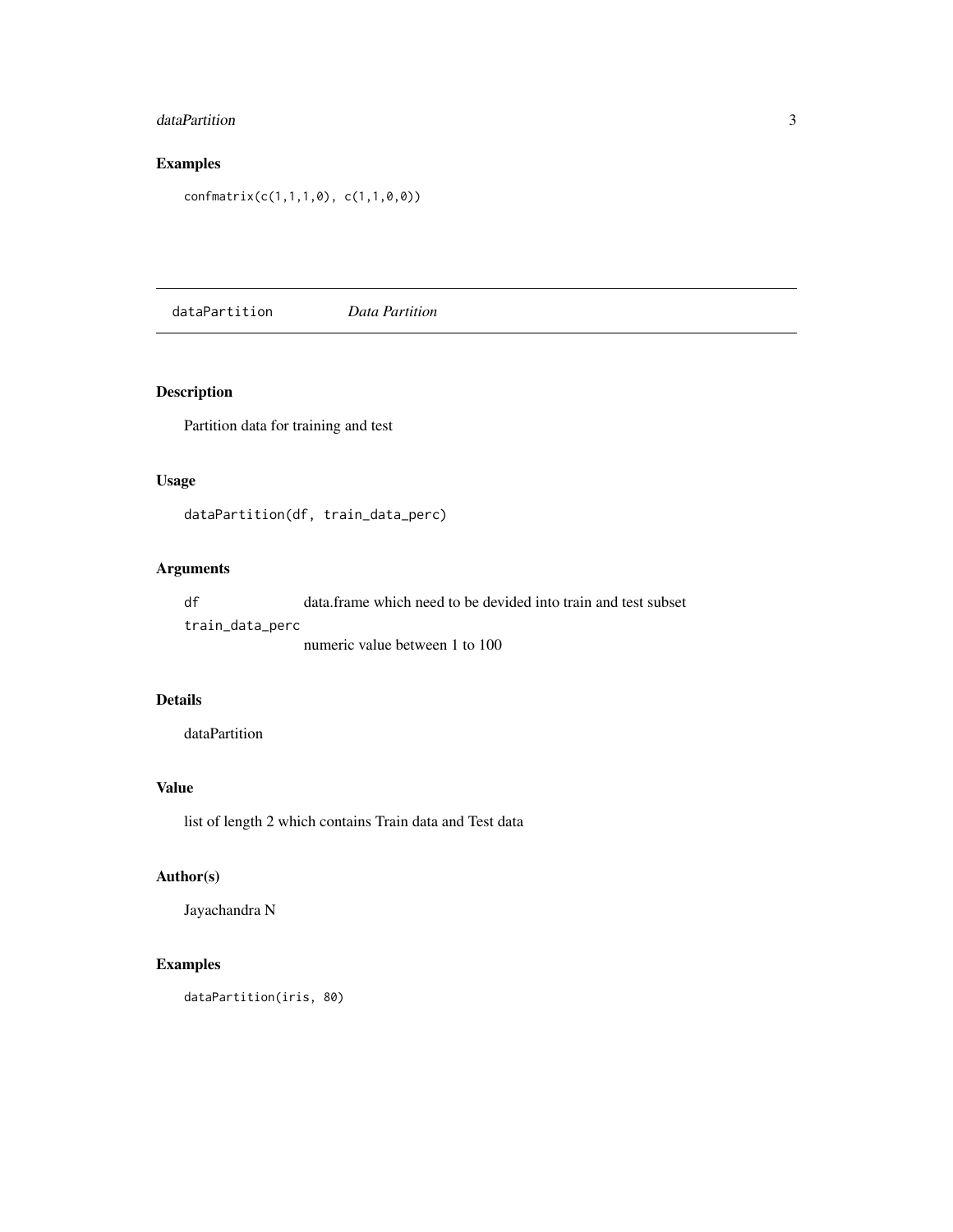## Examples

```
confmatrix(c(1,1,1,0), c(1,1,0,0))
```

---

`dataPartition` *Data Partition*

---

## Description

Partition data for training and test

## Usage

```
dataPartition(df, train_data_perc)
```

## Arguments

| | |
|---|---|
| df | data.frame which need to be devided into train and test subset |
| train_data_perc | numeric value between 1 to 100 |

## Details

dataPartition

## Value

list of length 2 which contains Train data and Test data

## Author(s)

Jayachandra N

## Examples

```
dataPartition(iris, 80)
```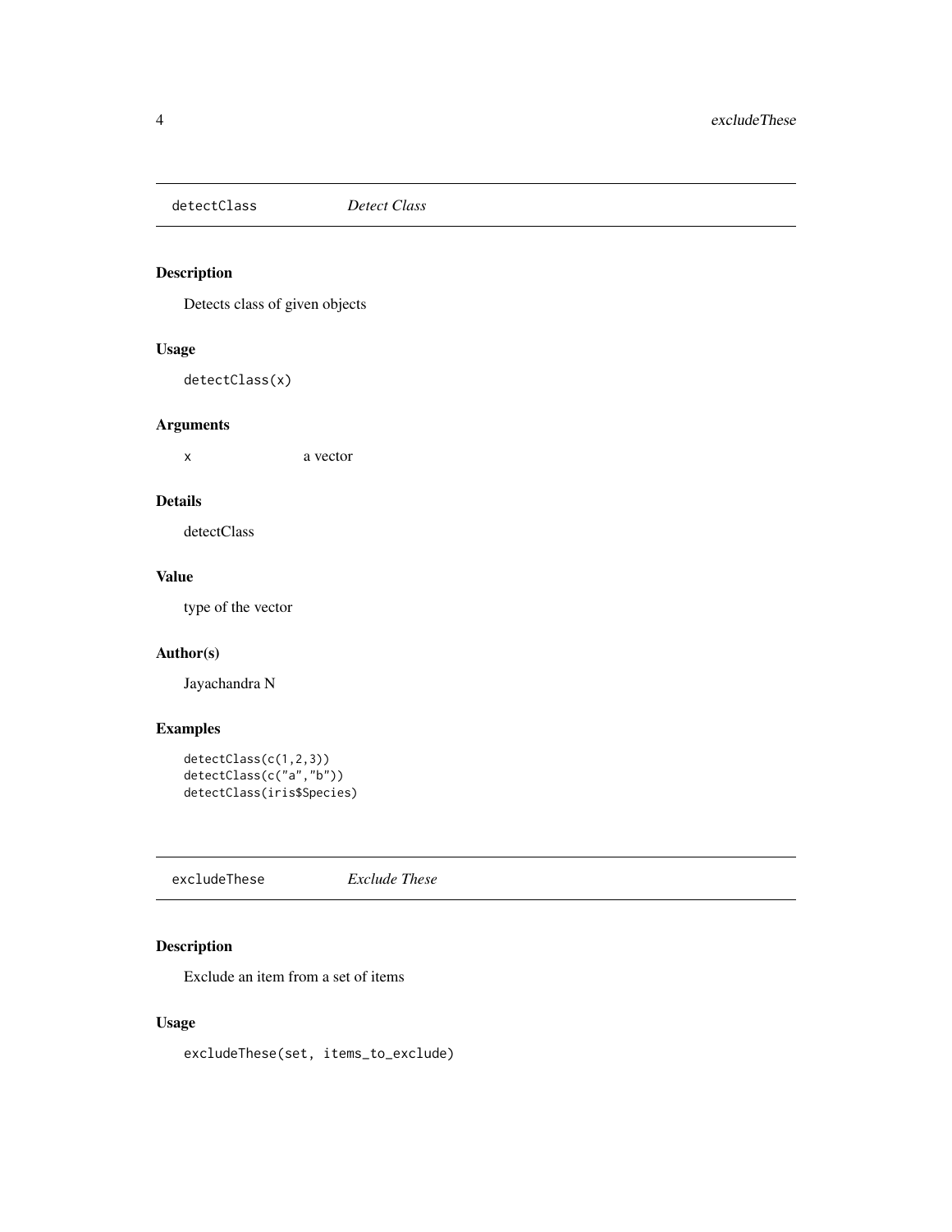## detectClass *Detect Class*

### Description

Detects class of given objects

### Usage

```
detectClass(x)
```

### Arguments

| | |
|---|---|
| x | a vector |

### Details

detectClass

### Value

type of the vector

### Author(s)

Jayachandra N

### Examples

```
detectClass(c(1,2,3))
detectClass(c("a","b"))
detectClass(iris$Species)
```

## excludeThese *Exclude These*

### Description

Exclude an item from a set of items

### Usage

```
excludeThese(set, items_to_exclude)
```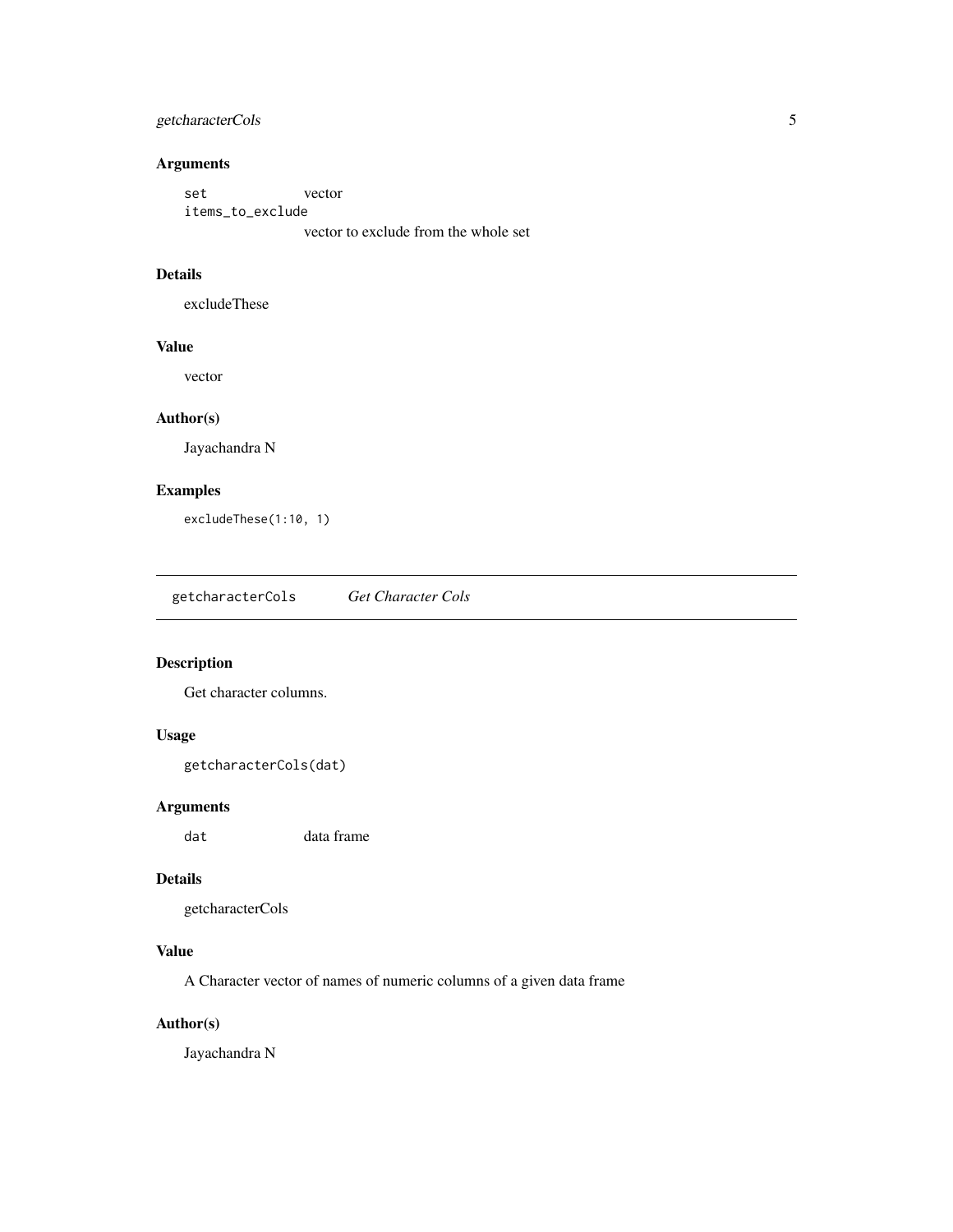### Arguments

| | |
|---|---|
| `set` | vector |
| `items_to_exclude` | vector to exclude from the whole set |

### Details

excludeThese

### Value

vector

### Author(s)

Jayachandra N

### Examples

```
excludeThese(1:10, 1)
```

---

## getcharacterCols *Get Character Cols*

---

### Description

Get character columns.

### Usage

```
getcharacterCols(dat)
```

### Arguments

| | |
|---|---|
| `dat` | data frame |

### Details

getcharacterCols

### Value

A Character vector of names of numeric columns of a given data frame

### Author(s)

Jayachandra N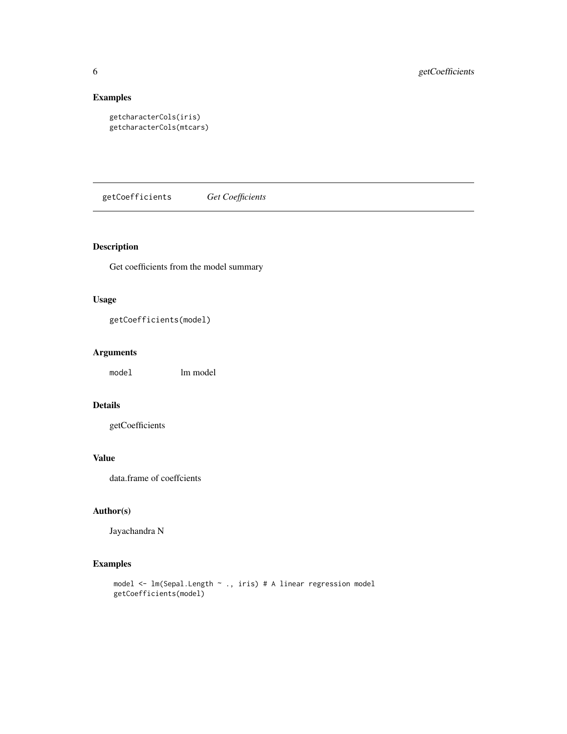## Examples

```
getcharacterCols(iris)
getcharacterCols(mtcars)
```

---

# getCoefficients *Get Coefficients*

---

## Description

Get coefficients from the model summary

## Usage

```
getCoefficients(model)
```

## Arguments

| | |
|---|---|
| `model` | lm model |

## Details

getCoefficients

## Value

data.frame of coeffcients

## Author(s)

Jayachandra N

## Examples

```
model <- lm(Sepal.Length ~ ., iris) # A linear regression model
getCoefficients(model)
```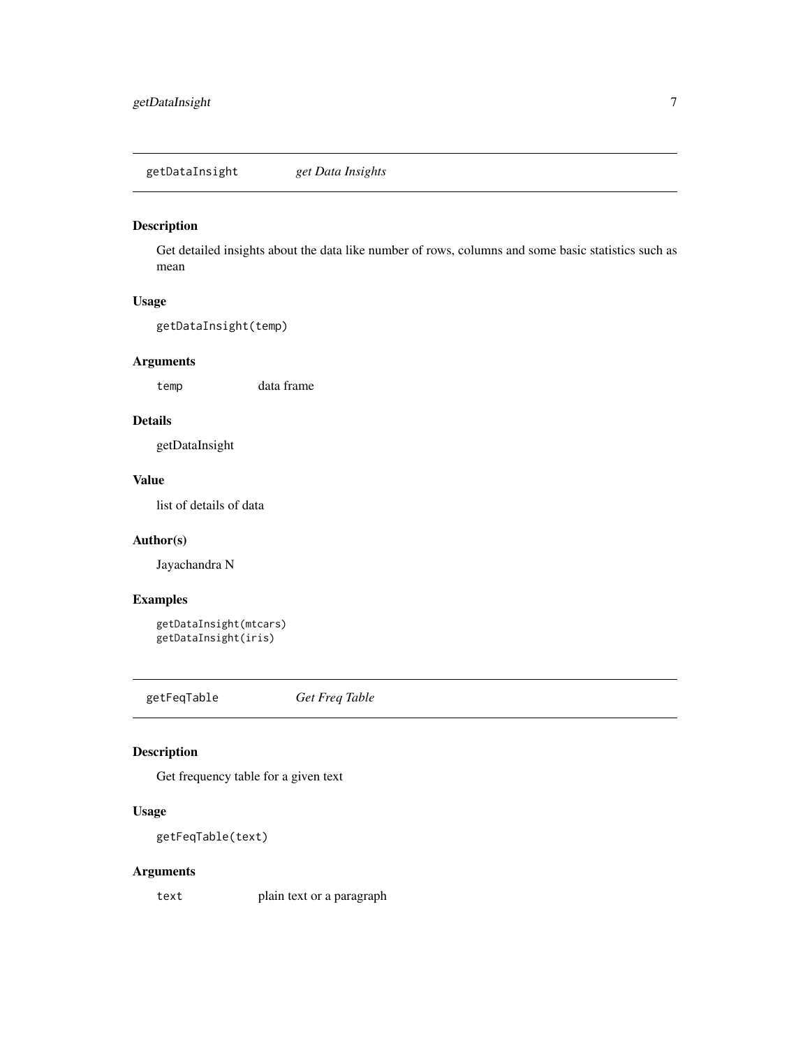## getDataInsight *get Data Insights*

### Description

Get detailed insights about the data like number of rows, columns and some basic statistics such as mean

### Usage

```
getDataInsight(temp)
```

### Arguments

| | |
|---|---|
| temp | data frame |

### Details

getDataInsight

### Value

list of details of data

### Author(s)

Jayachandra N

### Examples

```
getDataInsight(mtcars)
getDataInsight(iris)
```

## getFeqTable *Get Freq Table*

### Description

Get frequency table for a given text

### Usage

```
getFeqTable(text)
```

### Arguments

| | |
|---|---|
| text | plain text or a paragraph |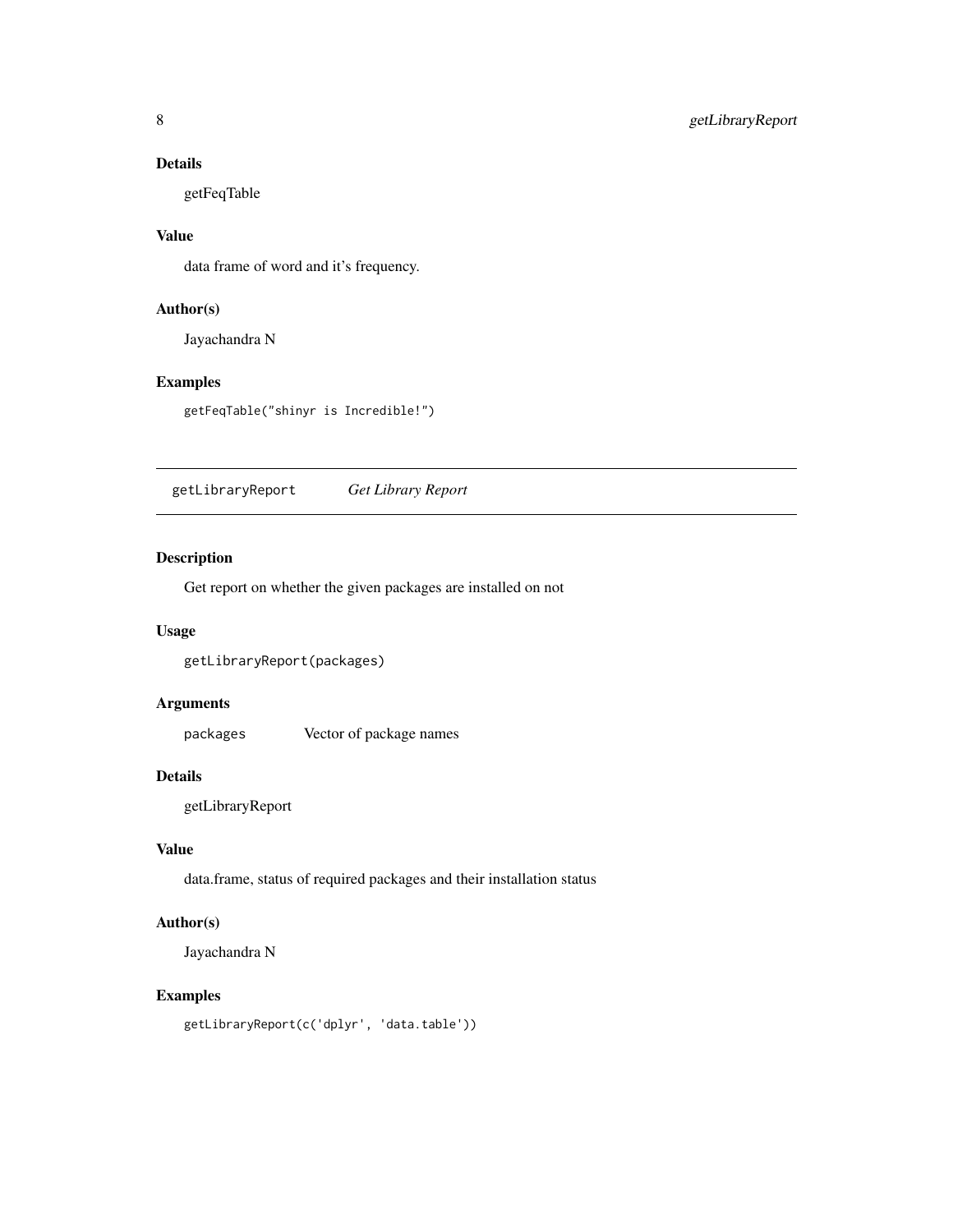### Details

getFeqTable

### Value

data frame of word and it's frequency.

### Author(s)

Jayachandra N

### Examples

```
getFeqTable("shinyr is Incredible!")
```

---

## getLibraryReport — *Get Library Report*

---

### Description

Get report on whether the given packages are installed on not

### Usage

```
getLibraryReport(packages)
```

### Arguments

| | |
|---|---|
| `packages` | Vector of package names |

### Details

getLibraryReport

### Value

data.frame, status of required packages and their installation status

### Author(s)

Jayachandra N

### Examples

```
getLibraryReport(c('dplyr', 'data.table'))
```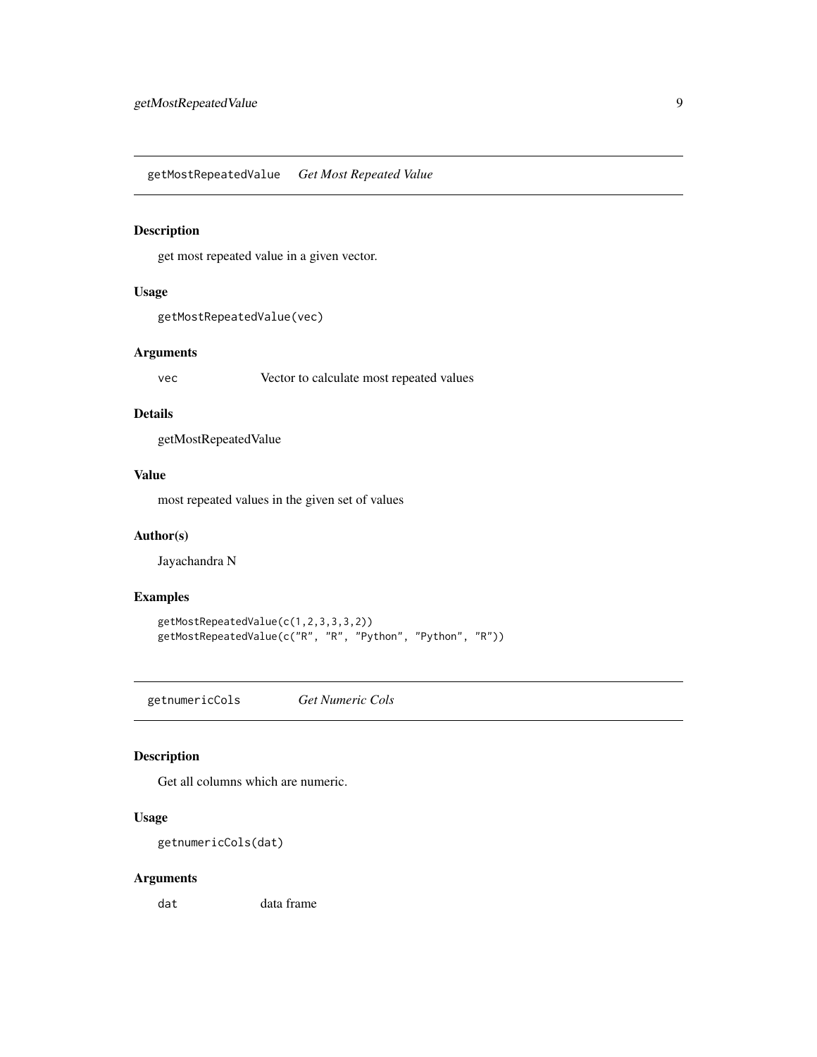## getMostRepeatedValue — *Get Most Repeated Value*

### Description

get most repeated value in a given vector.

### Usage

```
getMostRepeatedValue(vec)
```

### Arguments

| | |
|---|---|
| vec | Vector to calculate most repeated values |

### Details

getMostRepeatedValue

### Value

most repeated values in the given set of values

### Author(s)

Jayachandra N

### Examples

```
getMostRepeatedValue(c(1,2,3,3,3,2))
getMostRepeatedValue(c("R", "R", "Python", "Python", "R"))
```

## getnumericCols — *Get Numeric Cols*

### Description

Get all columns which are numeric.

### Usage

```
getnumericCols(dat)
```

### Arguments

| | |
|---|---|
| dat | data frame |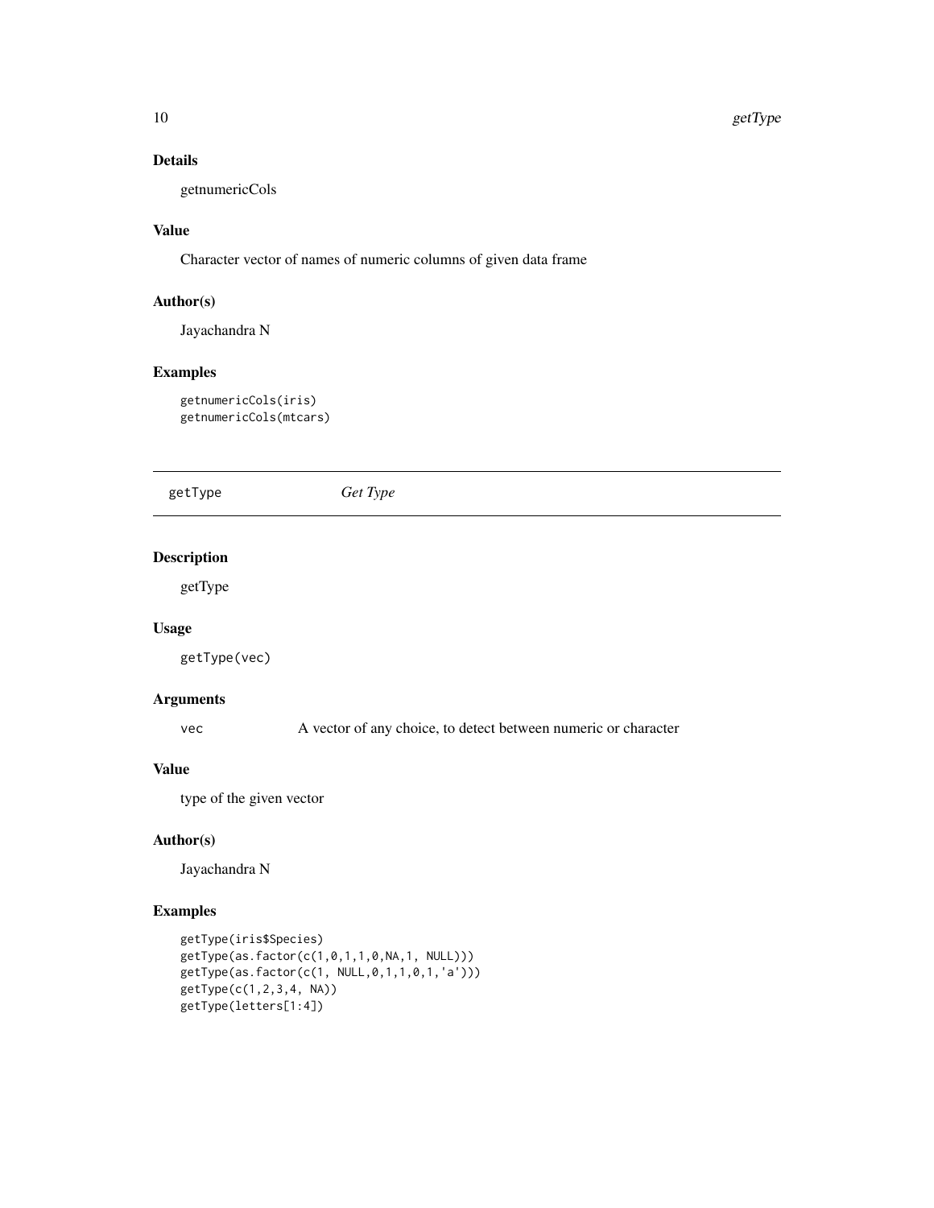### Details

getnumericCols

### Value

Character vector of names of numeric columns of given data frame

### Author(s)

Jayachandra N

### Examples

```
getnumericCols(iris)
getnumericCols(mtcars)
```

---

## getType *Get Type*

---

### Description

getType

### Usage

```
getType(vec)
```

### Arguments

| | |
|---|---|
| `vec` | A vector of any choice, to detect between numeric or character |

### Value

type of the given vector

### Author(s)

Jayachandra N

### Examples

```
getType(iris$Species)
getType(as.factor(c(1,0,1,1,0,NA,1, NULL)))
getType(as.factor(c(1, NULL,0,1,1,0,1,'a')))
getType(c(1,2,3,4, NA))
getType(letters[1:4])
```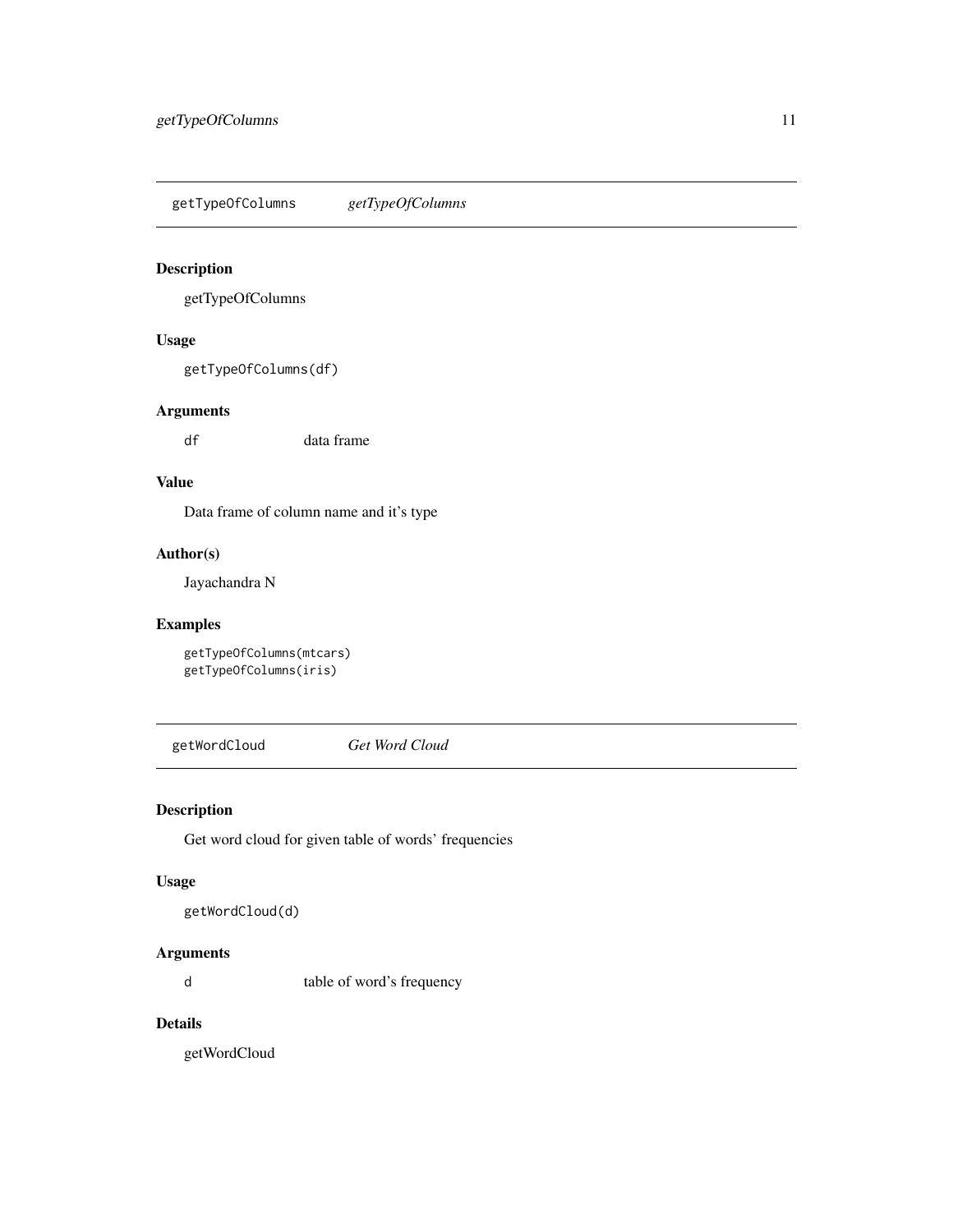## getTypeOfColumns *getTypeOfColumns*

### Description

getTypeOfColumns

### Usage

```
getTypeOfColumns(df)
```

### Arguments

| | |
|---|---|
| df | data frame |

### Value

Data frame of column name and it's type

### Author(s)

Jayachandra N

### Examples

```
getTypeOfColumns(mtcars)
getTypeOfColumns(iris)
```

## getWordCloud *Get Word Cloud*

### Description

Get word cloud for given table of words' frequencies

### Usage

```
getWordCloud(d)
```

### Arguments

| | |
|---|---|
| d | table of word's frequency |

### Details

getWordCloud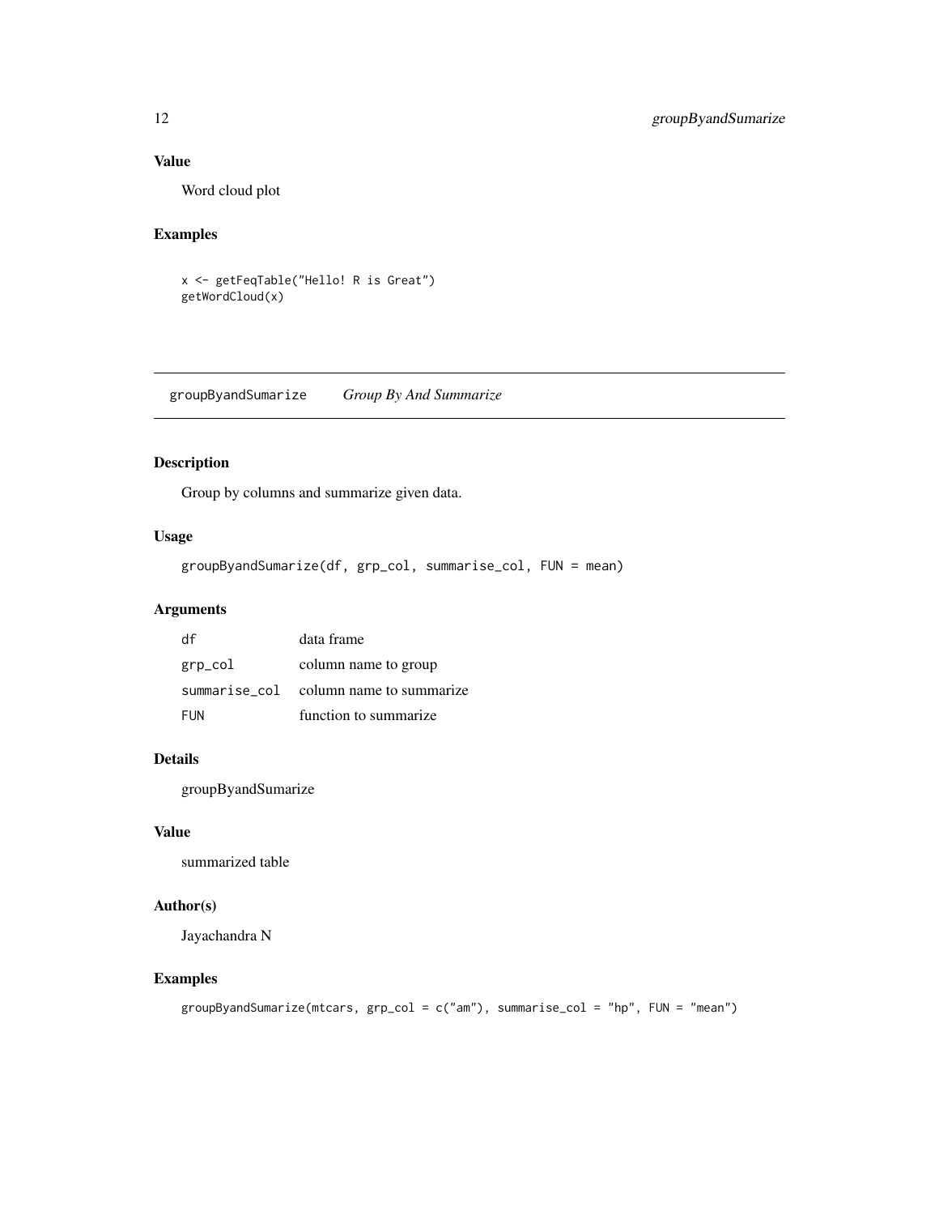### Value

Word cloud plot

### Examples

```
x <- getFeqTable("Hello! R is Great")
getWordCloud(x)
```

---

## groupByandSumarize    *Group By And Summarize*

---

### Description

Group by columns and summarize given data.

### Usage

```
groupByandSumarize(df, grp_col, summarise_col, FUN = mean)
```

### Arguments

| | |
|---|---|
| df | data frame |
| grp_col | column name to group |
| summarise_col | column name to summarize |
| FUN | function to summarize |

### Details

groupByandSumarize

### Value

summarized table

### Author(s)

Jayachandra N

### Examples

```
groupByandSumarize(mtcars, grp_col = c("am"), summarise_col = "hp", FUN = "mean")
```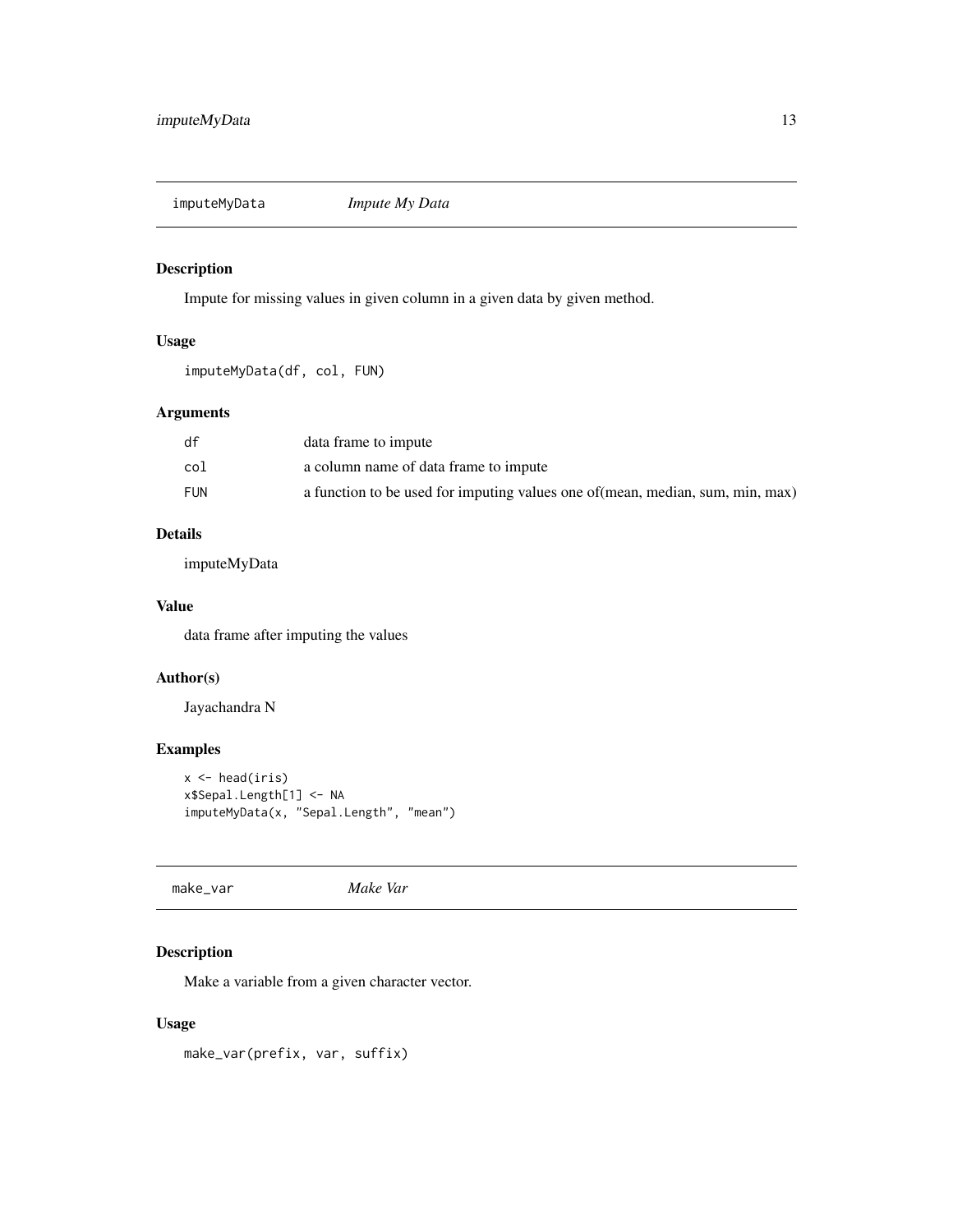## imputeMyData *Impute My Data*

### Description

Impute for missing values in given column in a given data by given method.

### Usage

```
imputeMyData(df, col, FUN)
```

### Arguments

| | |
|---|---|
| df | data frame to impute |
| col | a column name of data frame to impute |
| FUN | a function to be used for imputing values one of(mean, median, sum, min, max) |

### Details

imputeMyData

### Value

data frame after imputing the values

### Author(s)

Jayachandra N

### Examples

```
x <- head(iris)
x$Sepal.Length[1] <- NA
imputeMyData(x, "Sepal.Length", "mean")
```

## make_var *Make Var*

### Description

Make a variable from a given character vector.

### Usage

```
make_var(prefix, var, suffix)
```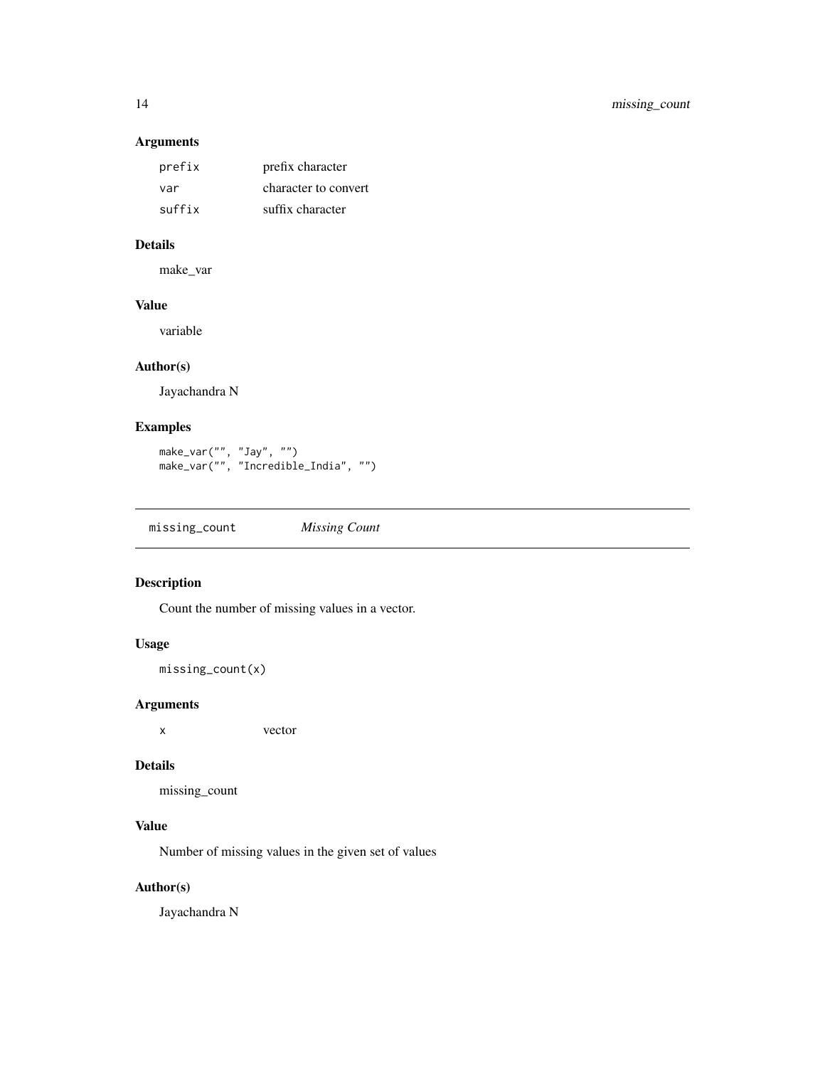## Arguments

| | |
|---|---|
| `prefix` | prefix character |
| `var` | character to convert |
| `suffix` | suffix character |

## Details

make_var

## Value

variable

## Author(s)

Jayachandra N

## Examples

```
make_var("", "Jay", "")
make_var("", "Incredible_India", "")
```

---

# `missing_count` *Missing Count*

---

## Description

Count the number of missing values in a vector.

## Usage

```
missing_count(x)
```

## Arguments

| | |
|---|---|
| `x` | vector |

## Details

missing_count

## Value

Number of missing values in the given set of values

## Author(s)

Jayachandra N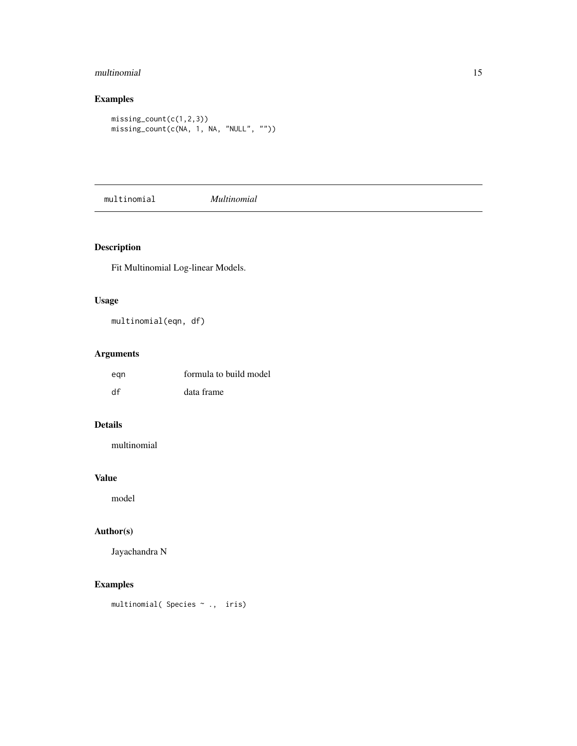## Examples

```
missing_count(c(1,2,3))
missing_count(c(NA, 1, NA, "NULL", ""))
```

---

# multinomial *Multinomial*

---

## Description

Fit Multinomial Log-linear Models.

## Usage

```
multinomial(eqn, df)
```

## Arguments

| | |
|---|---|
| eqn | formula to build model |
| df | data frame |

## Details

multinomial

## Value

model

## Author(s)

Jayachandra N

## Examples

```
multinomial( Species ~ .,  iris)
```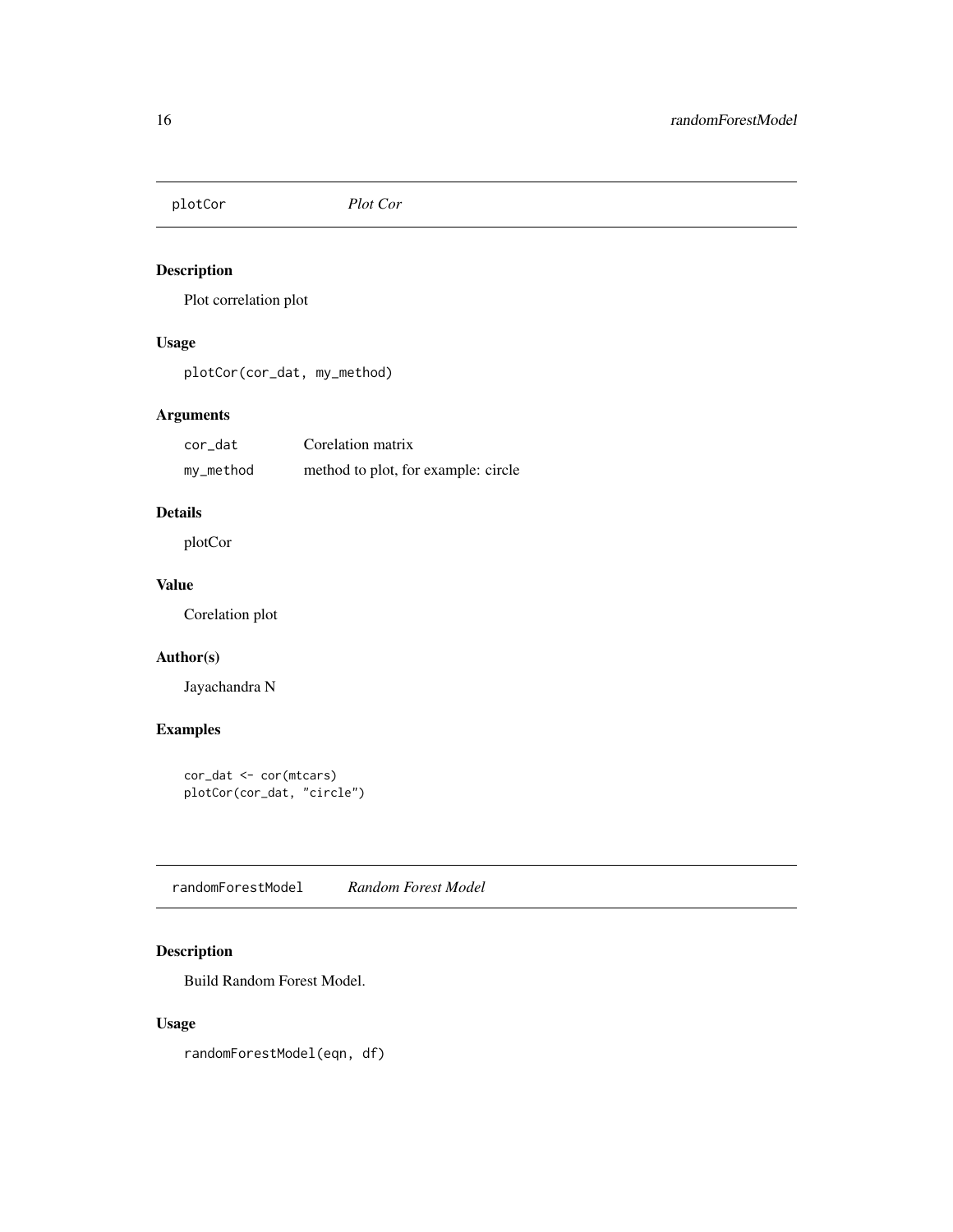## plotCor *Plot Cor*

### Description

Plot correlation plot

### Usage

```
plotCor(cor_dat, my_method)
```

### Arguments

| | |
|---|---|
| cor_dat | Corelation matrix |
| my_method | method to plot, for example: circle |

### Details

plotCor

### Value

Corelation plot

### Author(s)

Jayachandra N

### Examples

```
cor_dat <- cor(mtcars)
plotCor(cor_dat, "circle")
```

## randomForestModel *Random Forest Model*

### Description

Build Random Forest Model.

### Usage

```
randomForestModel(eqn, df)
```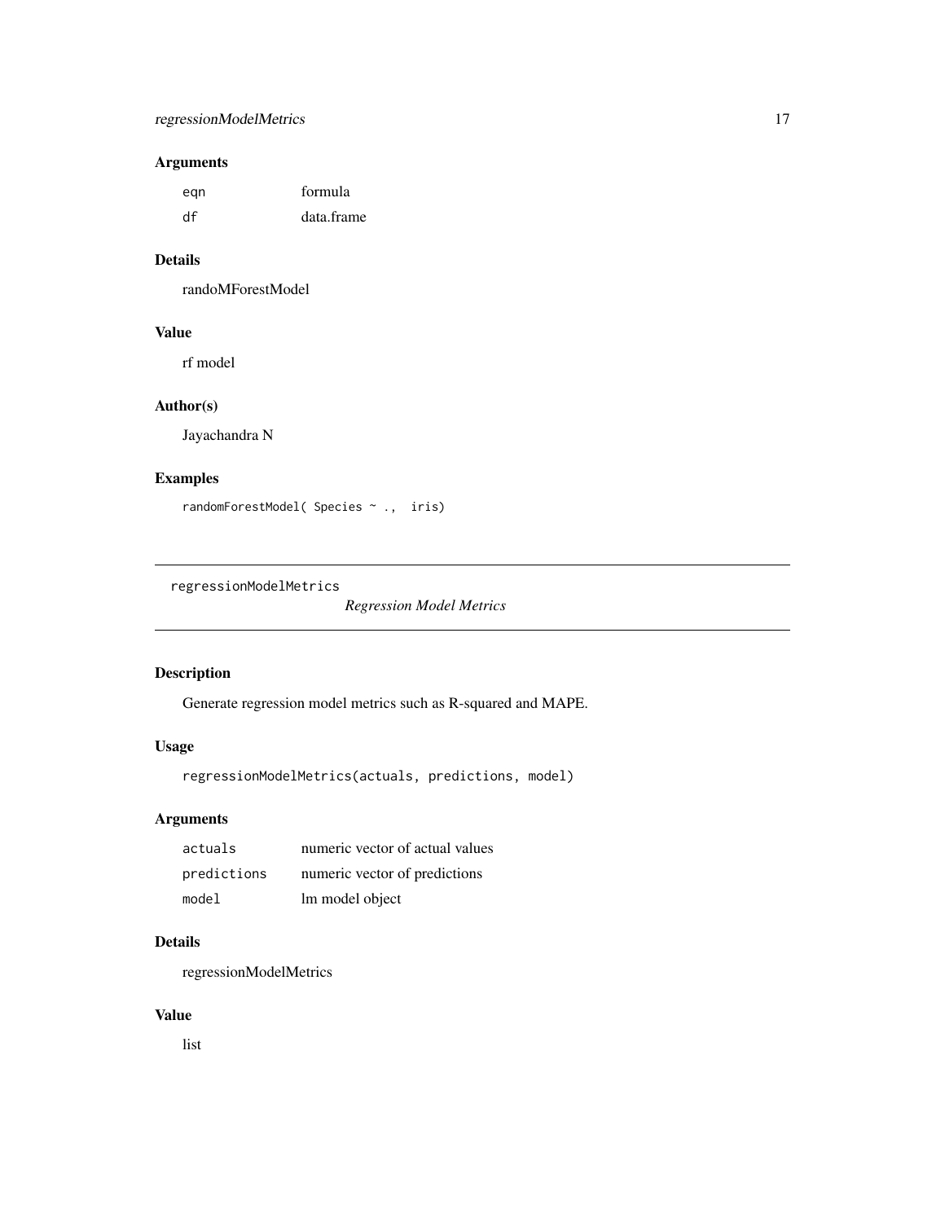### Arguments

| | |
|---|---|
| `eqn` | formula |
| `df` | data.frame |

### Details

randoMForestModel

### Value

rf model

### Author(s)

Jayachandra N

### Examples

```
randomForestModel( Species ~ .,  iris)
```

---

## regressionModelMetrics *Regression Model Metrics*

---

### Description

Generate regression model metrics such as R-squared and MAPE.

### Usage

```
regressionModelMetrics(actuals, predictions, model)
```

### Arguments

| | |
|---|---|
| `actuals` | numeric vector of actual values |
| `predictions` | numeric vector of predictions |
| `model` | lm model object |

### Details

regressionModelMetrics

### Value

list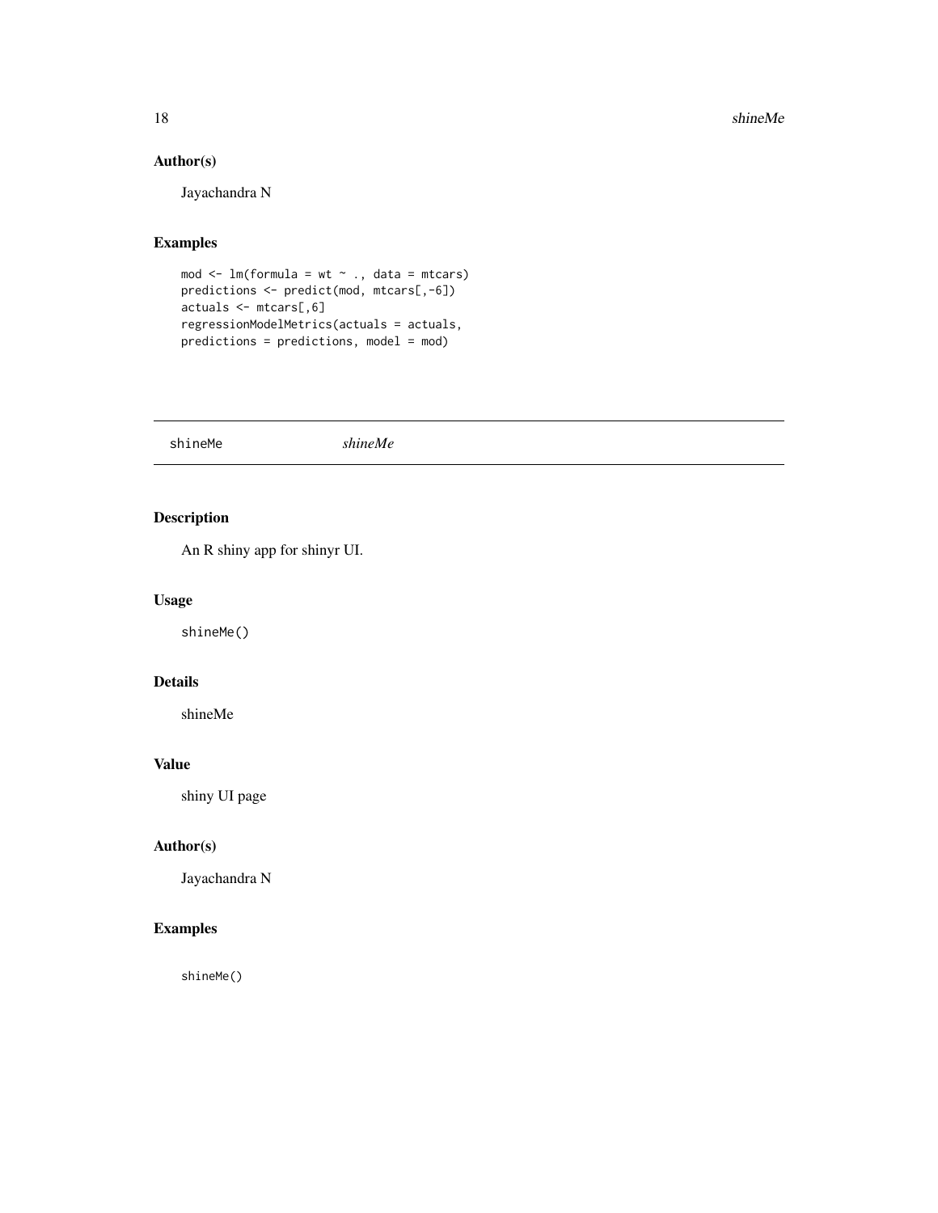## Author(s)

Jayachandra N

## Examples

```
mod <- lm(formula = wt ~ ., data = mtcars)
predictions <- predict(mod, mtcars[,-6])
actuals <- mtcars[,6]
regressionModelMetrics(actuals = actuals,
predictions = predictions, model = mod)
```

---

# shineMe &nbsp;&nbsp;&nbsp;&nbsp; *shineMe*

---

## Description

An R shiny app for shinyr UI.

## Usage

```
shineMe()
```

## Details

shineMe

## Value

shiny UI page

## Author(s)

Jayachandra N

## Examples

```
shineMe()
```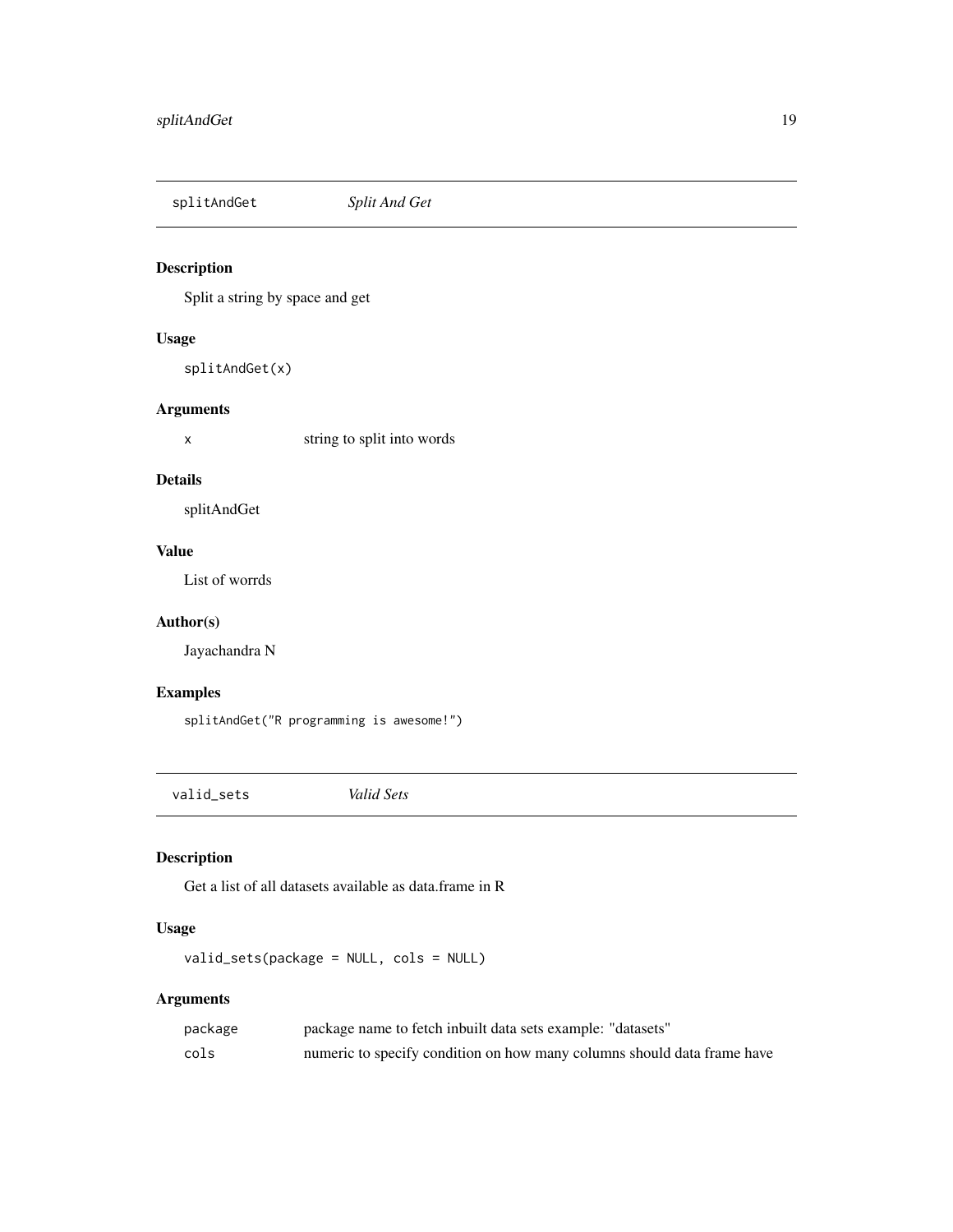## splitAndGet *Split And Get*

### Description

Split a string by space and get

### Usage

```
splitAndGet(x)
```

### Arguments

| | |
|---|---|
| x | string to split into words |

### Details

splitAndGet

### Value

List of worrds

### Author(s)

Jayachandra N

### Examples

```
splitAndGet("R programming is awesome!")
```

## valid_sets *Valid Sets*

### Description

Get a list of all datasets available as data.frame in R

### Usage

```
valid_sets(package = NULL, cols = NULL)
```

### Arguments

| | |
|---|---|
| package | package name to fetch inbuilt data sets example: "datasets" |
| cols | numeric to specify condition on how many columns should data frame have |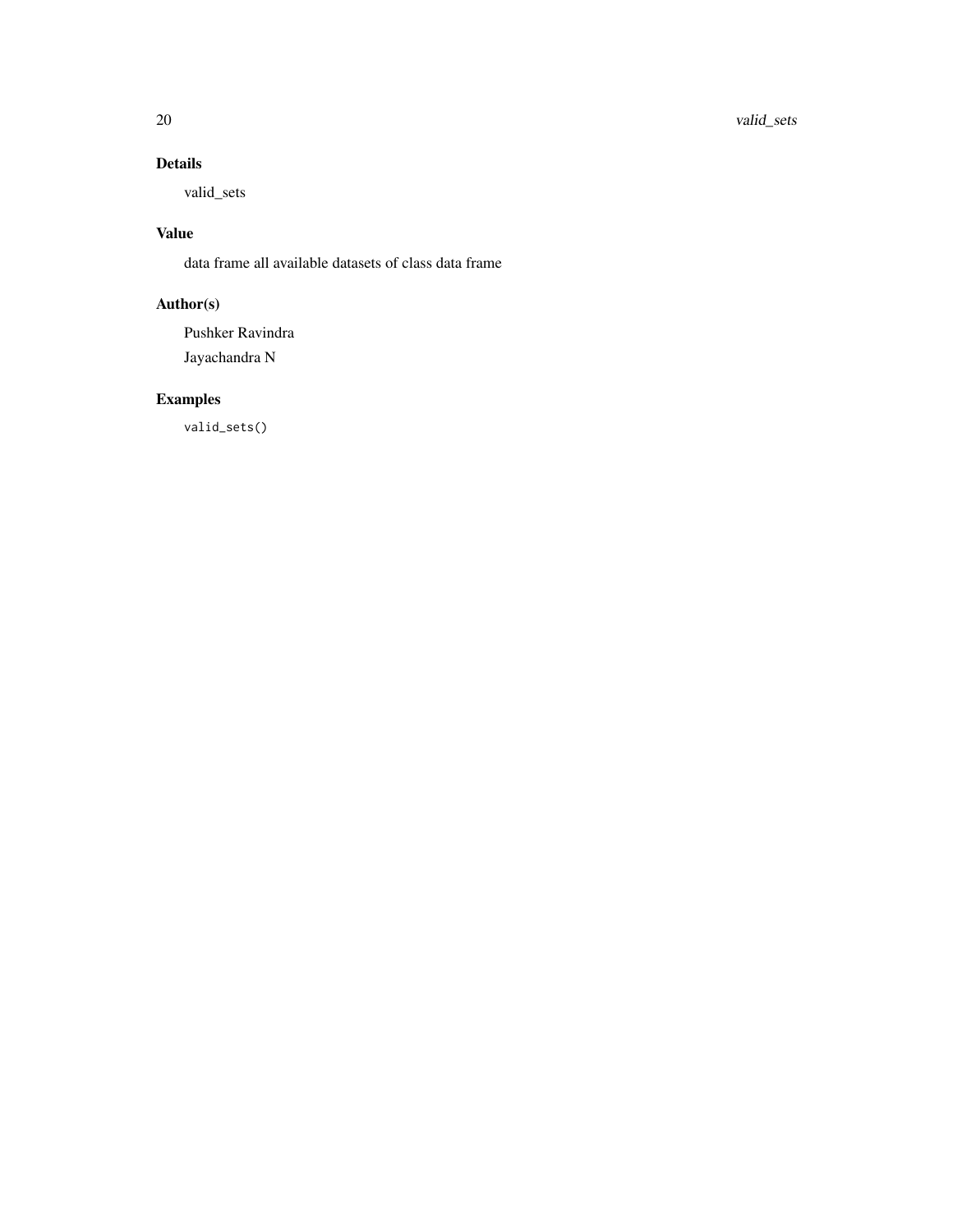### Details

valid_sets

### Value

data frame all available datasets of class data frame

### Author(s)

Pushker Ravindra

Jayachandra N

### Examples

```
valid_sets()
```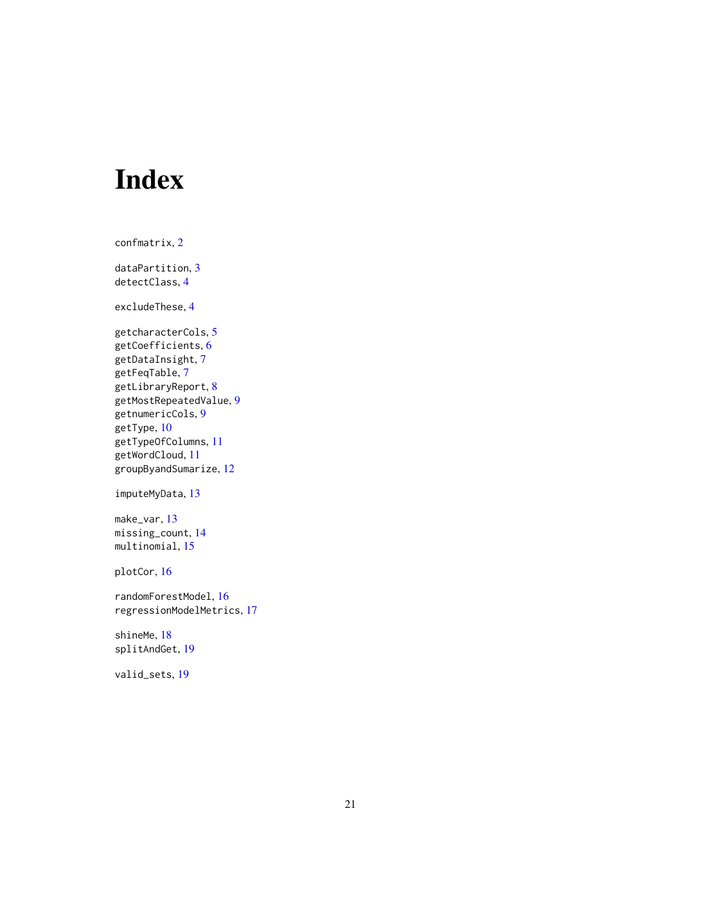# Index

confmatrix, 2

dataPartition, 3
detectClass, 4

excludeThese, 4

getcharacterCols, 5
getCoefficients, 6
getDataInsight, 7
getFeqTable, 7
getLibraryReport, 8
getMostRepeatedValue, 9
getnumericCols, 9
getType, 10
getTypeOfColumns, 11
getWordCloud, 11
groupByandSumarize, 12

imputeMyData, 13

make_var, 13
missing_count, 14
multinomial, 15

plotCor, 16

randomForestModel, 16
regressionModelMetrics, 17

shineMe, 18
splitAndGet, 19

valid_sets, 19